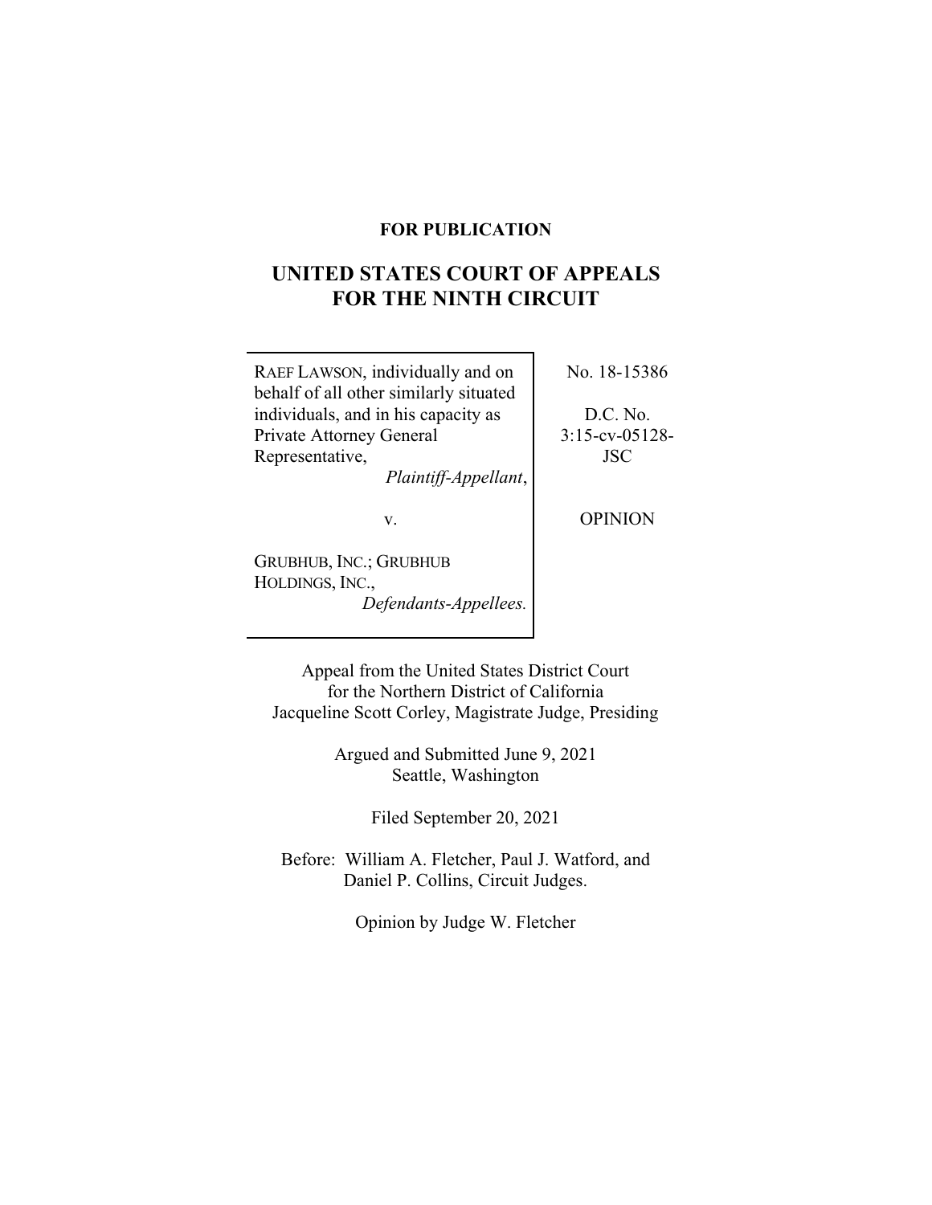**FOR PUBLICATION**

# UNITED STATES COURT OF APPEALS FOR THE NINTH CIRCUIT

| | |
|---|---|
| RAEF LAWSON, individually and on behalf of all other similarly situated individuals, and in his capacity as Private Attorney General Representative, *Plaintiff-Appellant*,<br><br>v.<br><br>GRUBHUB, INC.; GRUBHUB HOLDINGS, INC., *Defendants-Appellees.* | No. 18-15386<br><br>D.C. No. 3:15-cv-05128-JSC<br><br>OPINION |

Appeal from the United States District Court for the Northern District of California
Jacqueline Scott Corley, Magistrate Judge, Presiding

Argued and Submitted June 9, 2021
Seattle, Washington

Filed September 20, 2021

Before: William A. Fletcher, Paul J. Watford, and Daniel P. Collins, Circuit Judges.

Opinion by Judge W. Fletcher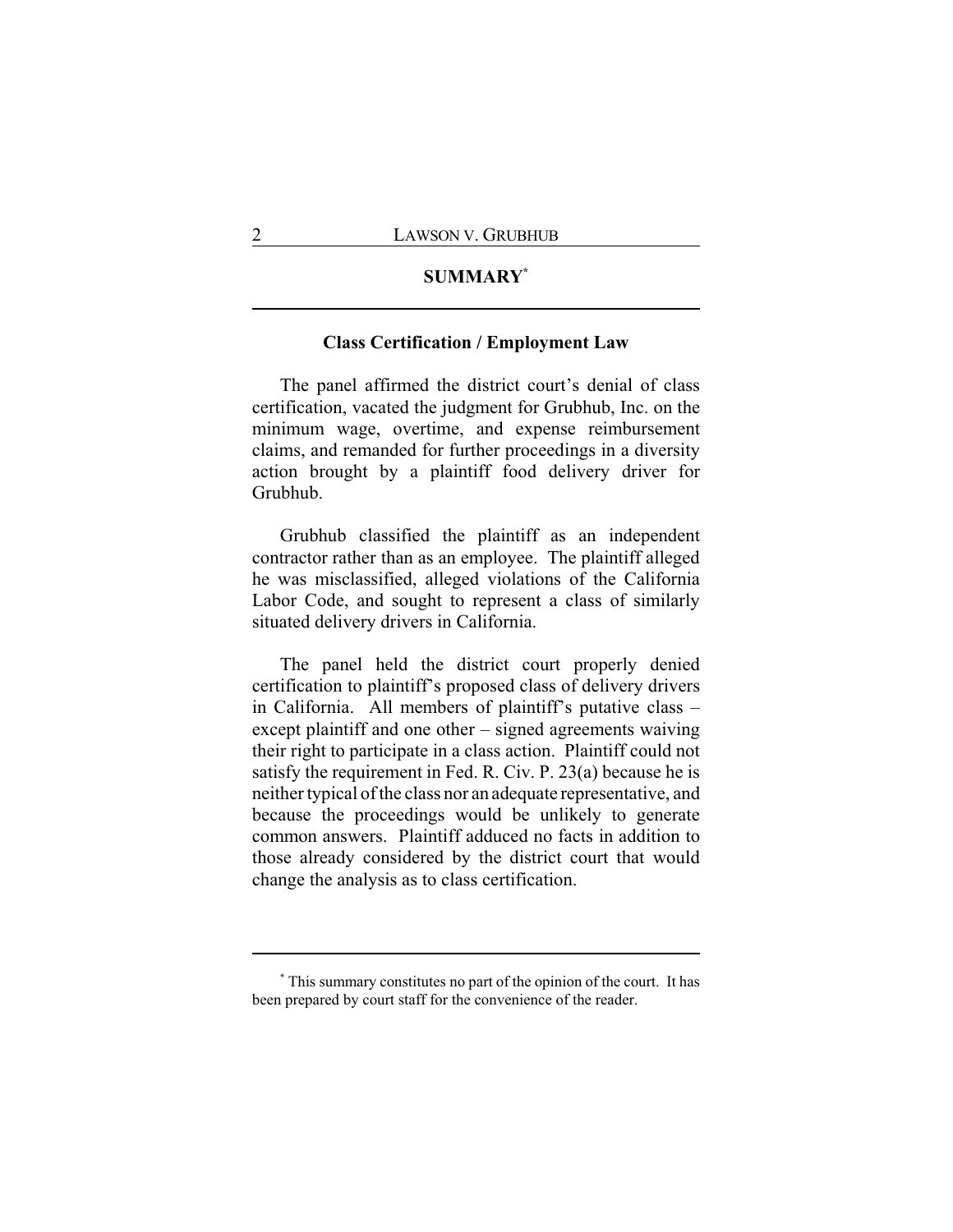## SUMMARY*

### Class Certification / Employment Law

The panel affirmed the district court's denial of class certification, vacated the judgment for Grubhub, Inc. on the minimum wage, overtime, and expense reimbursement claims, and remanded for further proceedings in a diversity action brought by a plaintiff food delivery driver for Grubhub.

Grubhub classified the plaintiff as an independent contractor rather than as an employee. The plaintiff alleged he was misclassified, alleged violations of the California Labor Code, and sought to represent a class of similarly situated delivery drivers in California.

The panel held the district court properly denied certification to plaintiff's proposed class of delivery drivers in California. All members of plaintiff's putative class – except plaintiff and one other – signed agreements waiving their right to participate in a class action. Plaintiff could not satisfy the requirement in Fed. R. Civ. P. 23(a) because he is neither typical of the class nor an adequate representative, and because the proceedings would be unlikely to generate common answers. Plaintiff adduced no facts in addition to those already considered by the district court that would change the analysis as to class certification.

---

\* This summary constitutes no part of the opinion of the court. It has been prepared by court staff for the convenience of the reader.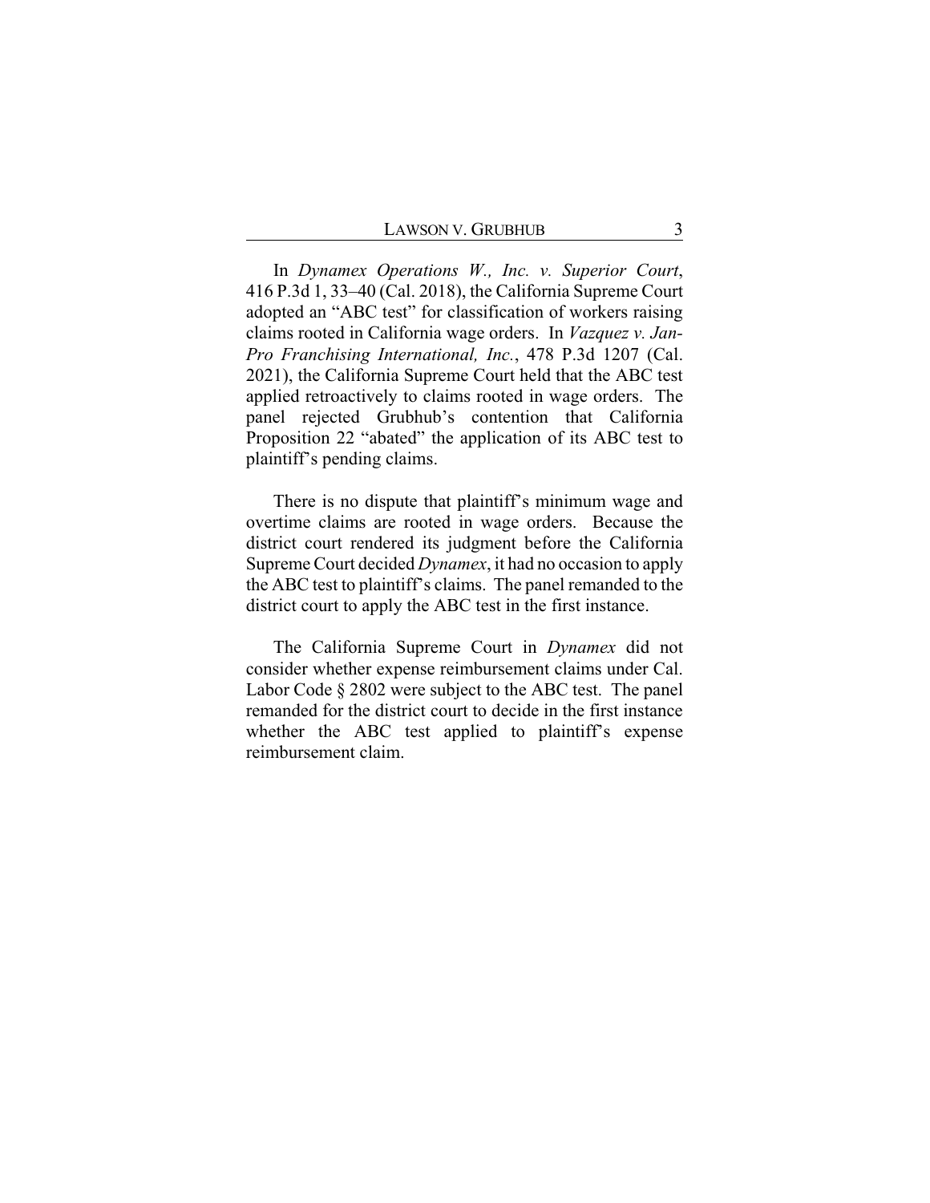In *Dynamex Operations W., Inc. v. Superior Court*, 416 P.3d 1, 33–40 (Cal. 2018), the California Supreme Court adopted an "ABC test" for classification of workers raising claims rooted in California wage orders. In *Vazquez v. Jan-Pro Franchising International, Inc.*, 478 P.3d 1207 (Cal. 2021), the California Supreme Court held that the ABC test applied retroactively to claims rooted in wage orders. The panel rejected Grubhub's contention that California Proposition 22 "abated" the application of its ABC test to plaintiff's pending claims.

There is no dispute that plaintiff's minimum wage and overtime claims are rooted in wage orders. Because the district court rendered its judgment before the California Supreme Court decided *Dynamex*, it had no occasion to apply the ABC test to plaintiff's claims. The panel remanded to the district court to apply the ABC test in the first instance.

The California Supreme Court in *Dynamex* did not consider whether expense reimbursement claims under Cal. Labor Code § 2802 were subject to the ABC test. The panel remanded for the district court to decide in the first instance whether the ABC test applied to plaintiff's expense reimbursement claim.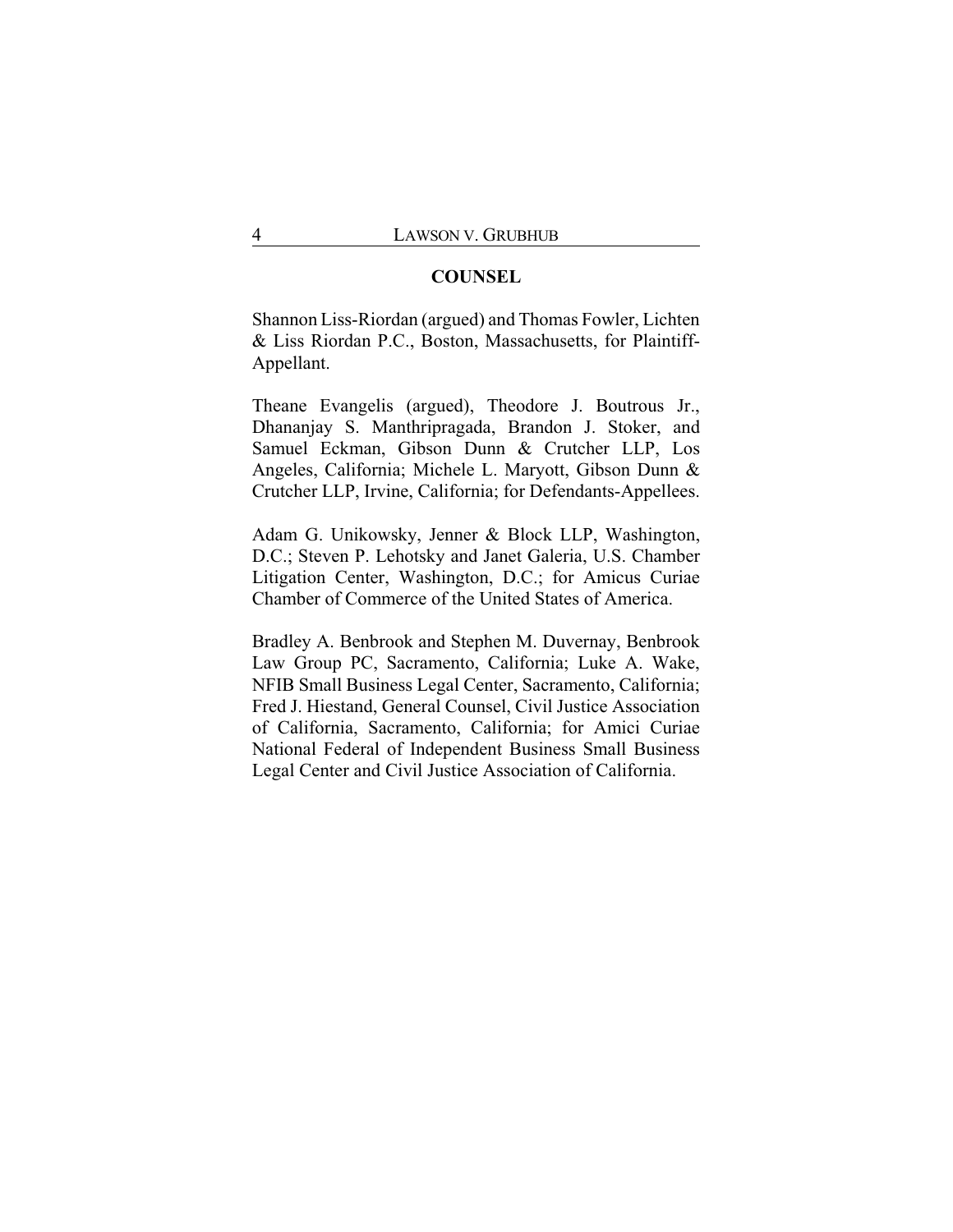## COUNSEL

Shannon Liss-Riordan (argued) and Thomas Fowler, Lichten & Liss Riordan P.C., Boston, Massachusetts, for Plaintiff-Appellant.

Theane Evangelis (argued), Theodore J. Boutrous Jr., Dhananjay S. Manthripragada, Brandon J. Stoker, and Samuel Eckman, Gibson Dunn & Crutcher LLP, Los Angeles, California; Michele L. Maryott, Gibson Dunn & Crutcher LLP, Irvine, California; for Defendants-Appellees.

Adam G. Unikowsky, Jenner & Block LLP, Washington, D.C.; Steven P. Lehotsky and Janet Galeria, U.S. Chamber Litigation Center, Washington, D.C.; for Amicus Curiae Chamber of Commerce of the United States of America.

Bradley A. Benbrook and Stephen M. Duvernay, Benbrook Law Group PC, Sacramento, California; Luke A. Wake, NFIB Small Business Legal Center, Sacramento, California; Fred J. Hiestand, General Counsel, Civil Justice Association of California, Sacramento, California; for Amici Curiae National Federal of Independent Business Small Business Legal Center and Civil Justice Association of California.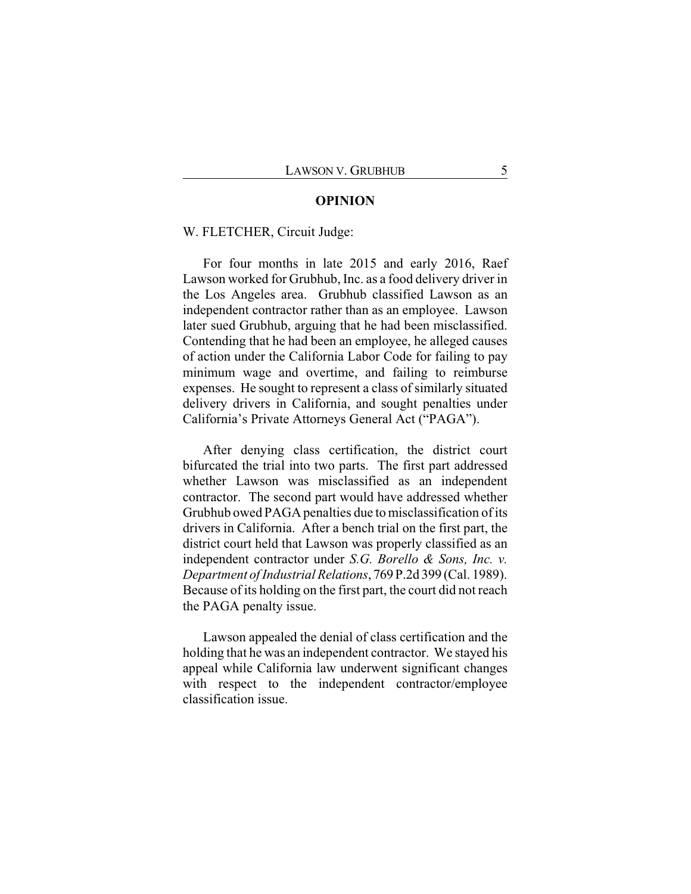## OPINION

W. FLETCHER, Circuit Judge:

For four months in late 2015 and early 2016, Raef Lawson worked for Grubhub, Inc. as a food delivery driver in the Los Angeles area. Grubhub classified Lawson as an independent contractor rather than as an employee. Lawson later sued Grubhub, arguing that he had been misclassified. Contending that he had been an employee, he alleged causes of action under the California Labor Code for failing to pay minimum wage and overtime, and failing to reimburse expenses. He sought to represent a class of similarly situated delivery drivers in California, and sought penalties under California's Private Attorneys General Act ("PAGA").

After denying class certification, the district court bifurcated the trial into two parts. The first part addressed whether Lawson was misclassified as an independent contractor. The second part would have addressed whether Grubhub owed PAGA penalties due to misclassification of its drivers in California. After a bench trial on the first part, the district court held that Lawson was properly classified as an independent contractor under *S.G. Borello & Sons, Inc. v. Department of Industrial Relations*, 769 P.2d 399 (Cal. 1989). Because of its holding on the first part, the court did not reach the PAGA penalty issue.

Lawson appealed the denial of class certification and the holding that he was an independent contractor. We stayed his appeal while California law underwent significant changes with respect to the independent contractor/employee classification issue.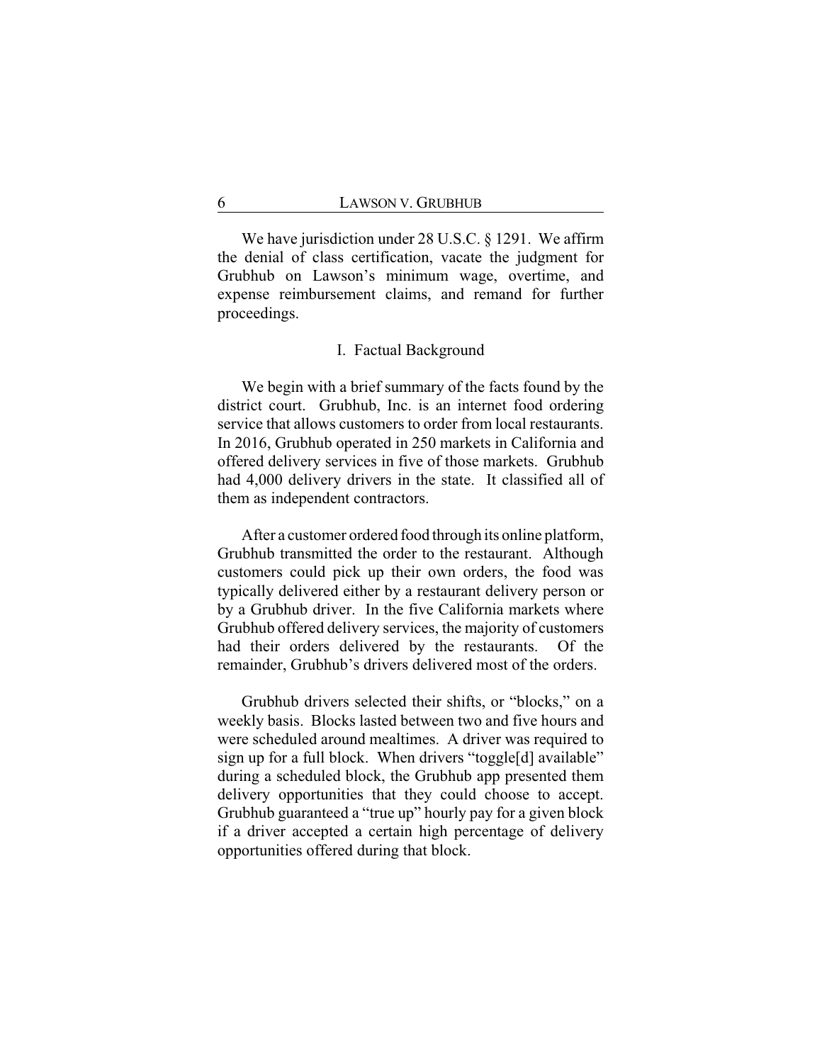We have jurisdiction under 28 U.S.C. § 1291. We affirm the denial of class certification, vacate the judgment for Grubhub on Lawson's minimum wage, overtime, and expense reimbursement claims, and remand for further proceedings.

## I. Factual Background

We begin with a brief summary of the facts found by the district court. Grubhub, Inc. is an internet food ordering service that allows customers to order from local restaurants. In 2016, Grubhub operated in 250 markets in California and offered delivery services in five of those markets. Grubhub had 4,000 delivery drivers in the state. It classified all of them as independent contractors.

After a customer ordered food through its online platform, Grubhub transmitted the order to the restaurant. Although customers could pick up their own orders, the food was typically delivered either by a restaurant delivery person or by a Grubhub driver. In the five California markets where Grubhub offered delivery services, the majority of customers had their orders delivered by the restaurants. Of the remainder, Grubhub's drivers delivered most of the orders.

Grubhub drivers selected their shifts, or "blocks," on a weekly basis. Blocks lasted between two and five hours and were scheduled around mealtimes. A driver was required to sign up for a full block. When drivers "toggle[d] available" during a scheduled block, the Grubhub app presented them delivery opportunities that they could choose to accept. Grubhub guaranteed a "true up" hourly pay for a given block if a driver accepted a certain high percentage of delivery opportunities offered during that block.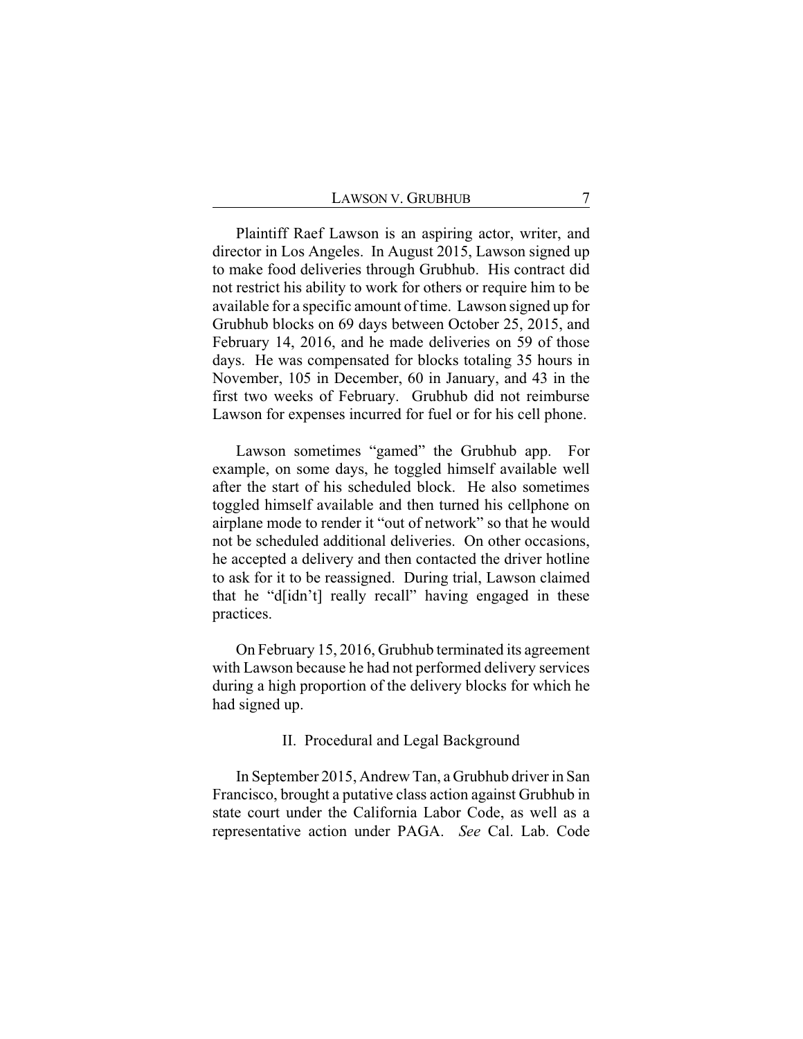Plaintiff Raef Lawson is an aspiring actor, writer, and director in Los Angeles. In August 2015, Lawson signed up to make food deliveries through Grubhub. His contract did not restrict his ability to work for others or require him to be available for a specific amount of time. Lawson signed up for Grubhub blocks on 69 days between October 25, 2015, and February 14, 2016, and he made deliveries on 59 of those days. He was compensated for blocks totaling 35 hours in November, 105 in December, 60 in January, and 43 in the first two weeks of February. Grubhub did not reimburse Lawson for expenses incurred for fuel or for his cell phone.

Lawson sometimes "gamed" the Grubhub app. For example, on some days, he toggled himself available well after the start of his scheduled block. He also sometimes toggled himself available and then turned his cellphone on airplane mode to render it "out of network" so that he would not be scheduled additional deliveries. On other occasions, he accepted a delivery and then contacted the driver hotline to ask for it to be reassigned. During trial, Lawson claimed that he "d[idn't] really recall" having engaged in these practices.

On February 15, 2016, Grubhub terminated its agreement with Lawson because he had not performed delivery services during a high proportion of the delivery blocks for which he had signed up.

## II. Procedural and Legal Background

In September 2015, Andrew Tan, a Grubhub driver in San Francisco, brought a putative class action against Grubhub in state court under the California Labor Code, as well as a representative action under PAGA. *See* Cal. Lab. Code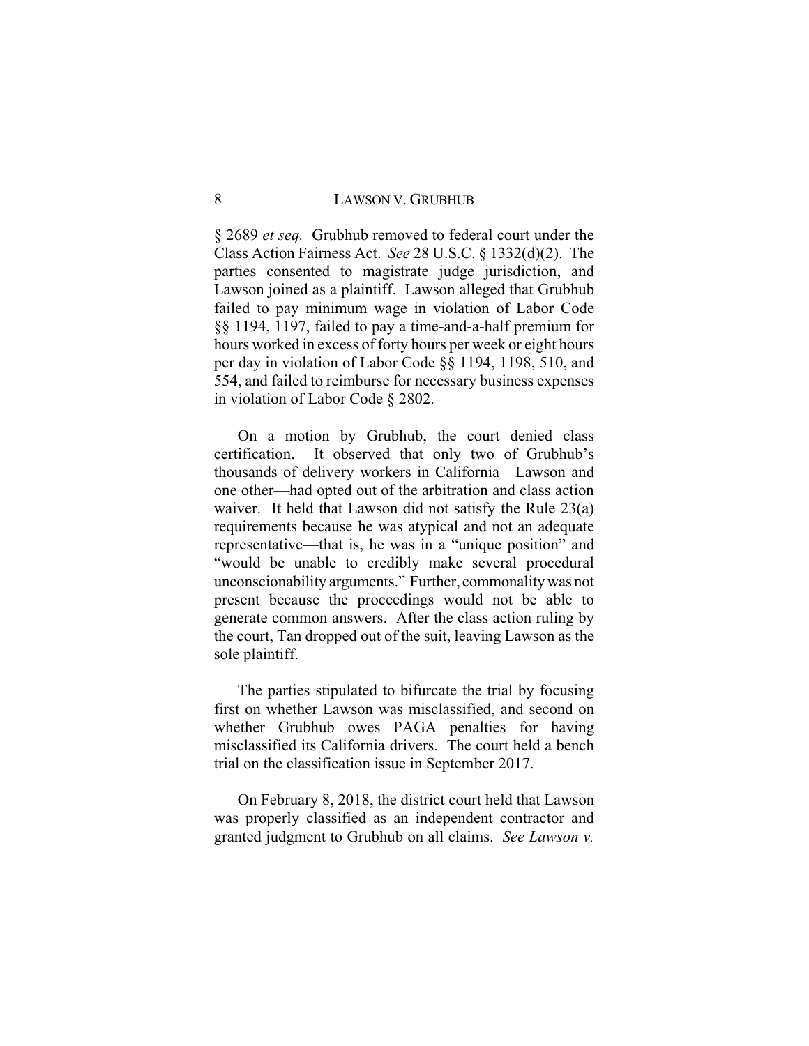§ 2689 *et seq.* Grubhub removed to federal court under the Class Action Fairness Act. *See* 28 U.S.C. § 1332(d)(2). The parties consented to magistrate judge jurisdiction, and Lawson joined as a plaintiff. Lawson alleged that Grubhub failed to pay minimum wage in violation of Labor Code §§ 1194, 1197, failed to pay a time-and-a-half premium for hours worked in excess of forty hours per week or eight hours per day in violation of Labor Code §§ 1194, 1198, 510, and 554, and failed to reimburse for necessary business expenses in violation of Labor Code § 2802.

On a motion by Grubhub, the court denied class certification. It observed that only two of Grubhub's thousands of delivery workers in California—Lawson and one other—had opted out of the arbitration and class action waiver. It held that Lawson did not satisfy the Rule 23(a) requirements because he was atypical and not an adequate representative—that is, he was in a "unique position" and "would be unable to credibly make several procedural unconscionability arguments." Further, commonality was not present because the proceedings would not be able to generate common answers. After the class action ruling by the court, Tan dropped out of the suit, leaving Lawson as the sole plaintiff.

The parties stipulated to bifurcate the trial by focusing first on whether Lawson was misclassified, and second on whether Grubhub owes PAGA penalties for having misclassified its California drivers. The court held a bench trial on the classification issue in September 2017.

On February 8, 2018, the district court held that Lawson was properly classified as an independent contractor and granted judgment to Grubhub on all claims. *See Lawson v.*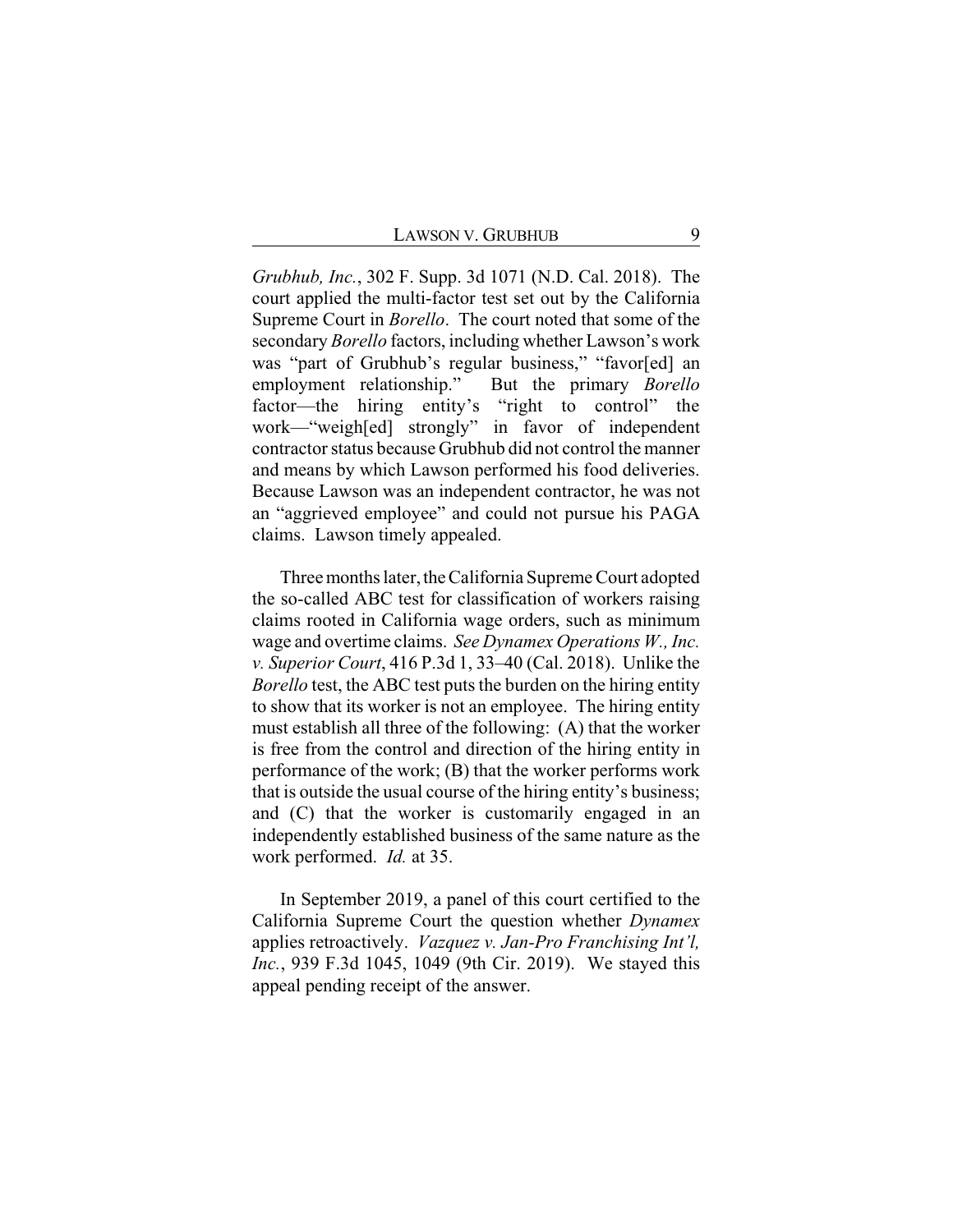*Grubhub, Inc.*, 302 F. Supp. 3d 1071 (N.D. Cal. 2018). The court applied the multi-factor test set out by the California Supreme Court in *Borello*. The court noted that some of the secondary *Borello* factors, including whether Lawson's work was "part of Grubhub's regular business," "favor[ed] an employment relationship." But the primary *Borello* factor—the hiring entity's "right to control" the work—"weigh[ed] strongly" in favor of independent contractor status because Grubhub did not control the manner and means by which Lawson performed his food deliveries. Because Lawson was an independent contractor, he was not an "aggrieved employee" and could not pursue his PAGA claims. Lawson timely appealed.

Three months later, the California Supreme Court adopted the so-called ABC test for classification of workers raising claims rooted in California wage orders, such as minimum wage and overtime claims. *See Dynamex Operations W., Inc. v. Superior Court*, 416 P.3d 1, 33–40 (Cal. 2018). Unlike the *Borello* test, the ABC test puts the burden on the hiring entity to show that its worker is not an employee. The hiring entity must establish all three of the following: (A) that the worker is free from the control and direction of the hiring entity in performance of the work; (B) that the worker performs work that is outside the usual course of the hiring entity's business; and (C) that the worker is customarily engaged in an independently established business of the same nature as the work performed. *Id.* at 35.

In September 2019, a panel of this court certified to the California Supreme Court the question whether *Dynamex* applies retroactively. *Vazquez v. Jan-Pro Franchising Int'l, Inc.*, 939 F.3d 1045, 1049 (9th Cir. 2019). We stayed this appeal pending receipt of the answer.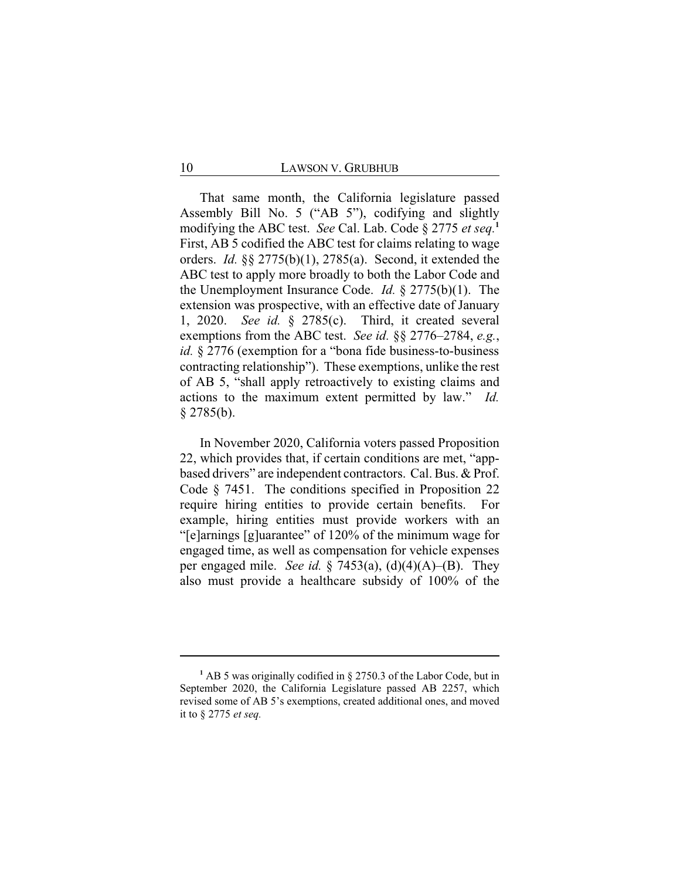That same month, the California legislature passed Assembly Bill No. 5 ("AB 5"), codifying and slightly modifying the ABC test. *See* Cal. Lab. Code § 2775 *et seq.*[1] First, AB 5 codified the ABC test for claims relating to wage orders. *Id.* §§ 2775(b)(1), 2785(a). Second, it extended the ABC test to apply more broadly to both the Labor Code and the Unemployment Insurance Code. *Id.* § 2775(b)(1). The extension was prospective, with an effective date of January 1, 2020. *See id.* § 2785(c). Third, it created several exemptions from the ABC test. *See id.* §§ 2776–2784, *e.g.*, *id.* § 2776 (exemption for a "bona fide business-to-business contracting relationship"). These exemptions, unlike the rest of AB 5, "shall apply retroactively to existing claims and actions to the maximum extent permitted by law." *Id.* § 2785(b).

In November 2020, California voters passed Proposition 22, which provides that, if certain conditions are met, "app-based drivers" are independent contractors. Cal. Bus. & Prof. Code § 7451. The conditions specified in Proposition 22 require hiring entities to provide certain benefits. For example, hiring entities must provide workers with an "[e]arnings [g]uarantee" of 120% of the minimum wage for engaged time, as well as compensation for vehicle expenses per engaged mile. *See id.* § 7453(a), (d)(4)(A)–(B). They also must provide a healthcare subsidy of 100% of the

---

[1] AB 5 was originally codified in § 2750.3 of the Labor Code, but in September 2020, the California Legislature passed AB 2257, which revised some of AB 5's exemptions, created additional ones, and moved it to § 2775 *et seq.*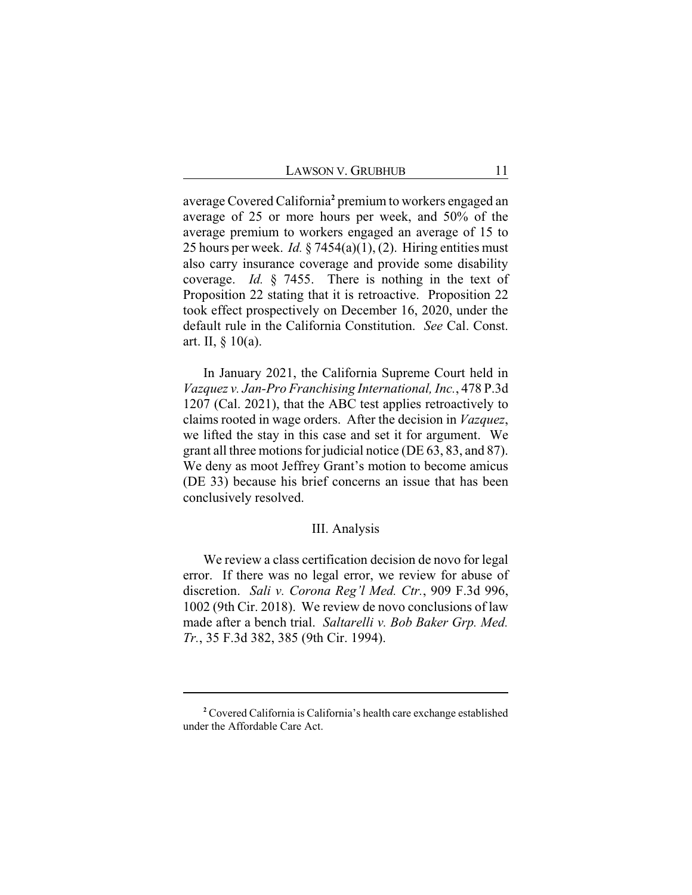average Covered California[2] premium to workers engaged an average of 25 or more hours per week, and 50% of the average premium to workers engaged an average of 15 to 25 hours per week. *Id.* § 7454(a)(1), (2). Hiring entities must also carry insurance coverage and provide some disability coverage. *Id.* § 7455. There is nothing in the text of Proposition 22 stating that it is retroactive. Proposition 22 took effect prospectively on December 16, 2020, under the default rule in the California Constitution. *See* Cal. Const. art. II, § 10(a).

In January 2021, the California Supreme Court held in *Vazquez v. Jan-Pro Franchising International, Inc.*, 478 P.3d 1207 (Cal. 2021), that the ABC test applies retroactively to claims rooted in wage orders. After the decision in *Vazquez*, we lifted the stay in this case and set it for argument. We grant all three motions for judicial notice (DE 63, 83, and 87). We deny as moot Jeffrey Grant's motion to become amicus (DE 33) because his brief concerns an issue that has been conclusively resolved.

## III. Analysis

We review a class certification decision de novo for legal error. If there was no legal error, we review for abuse of discretion. *Sali v. Corona Reg'l Med. Ctr.*, 909 F.3d 996, 1002 (9th Cir. 2018). We review de novo conclusions of law made after a bench trial. *Saltarelli v. Bob Baker Grp. Med. Tr.*, 35 F.3d 382, 385 (9th Cir. 1994).

---

[2] Covered California is California's health care exchange established under the Affordable Care Act.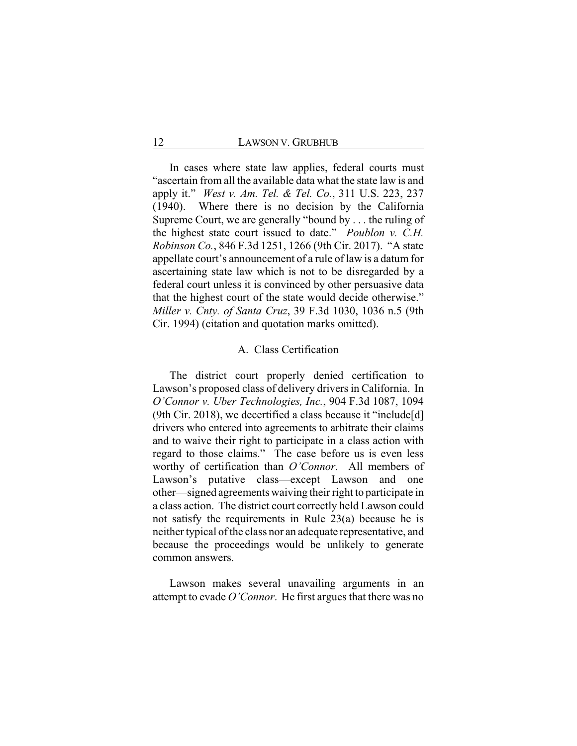In cases where state law applies, federal courts must "ascertain from all the available data what the state law is and apply it." *West v. Am. Tel. & Tel. Co.*, 311 U.S. 223, 237 (1940). Where there is no decision by the California Supreme Court, we are generally "bound by . . . the ruling of the highest state court issued to date." *Poublon v. C.H. Robinson Co.*, 846 F.3d 1251, 1266 (9th Cir. 2017). "A state appellate court's announcement of a rule of law is a datum for ascertaining state law which is not to be disregarded by a federal court unless it is convinced by other persuasive data that the highest court of the state would decide otherwise." *Miller v. Cnty. of Santa Cruz*, 39 F.3d 1030, 1036 n.5 (9th Cir. 1994) (citation and quotation marks omitted).

### A. Class Certification

The district court properly denied certification to Lawson's proposed class of delivery drivers in California. In *O'Connor v. Uber Technologies, Inc.*, 904 F.3d 1087, 1094 (9th Cir. 2018), we decertified a class because it "include[d] drivers who entered into agreements to arbitrate their claims and to waive their right to participate in a class action with regard to those claims." The case before us is even less worthy of certification than *O'Connor*. All members of Lawson's putative class—except Lawson and one other—signed agreements waiving their right to participate in a class action. The district court correctly held Lawson could not satisfy the requirements in Rule 23(a) because he is neither typical of the class nor an adequate representative, and because the proceedings would be unlikely to generate common answers.

Lawson makes several unavailing arguments in an attempt to evade *O'Connor*. He first argues that there was no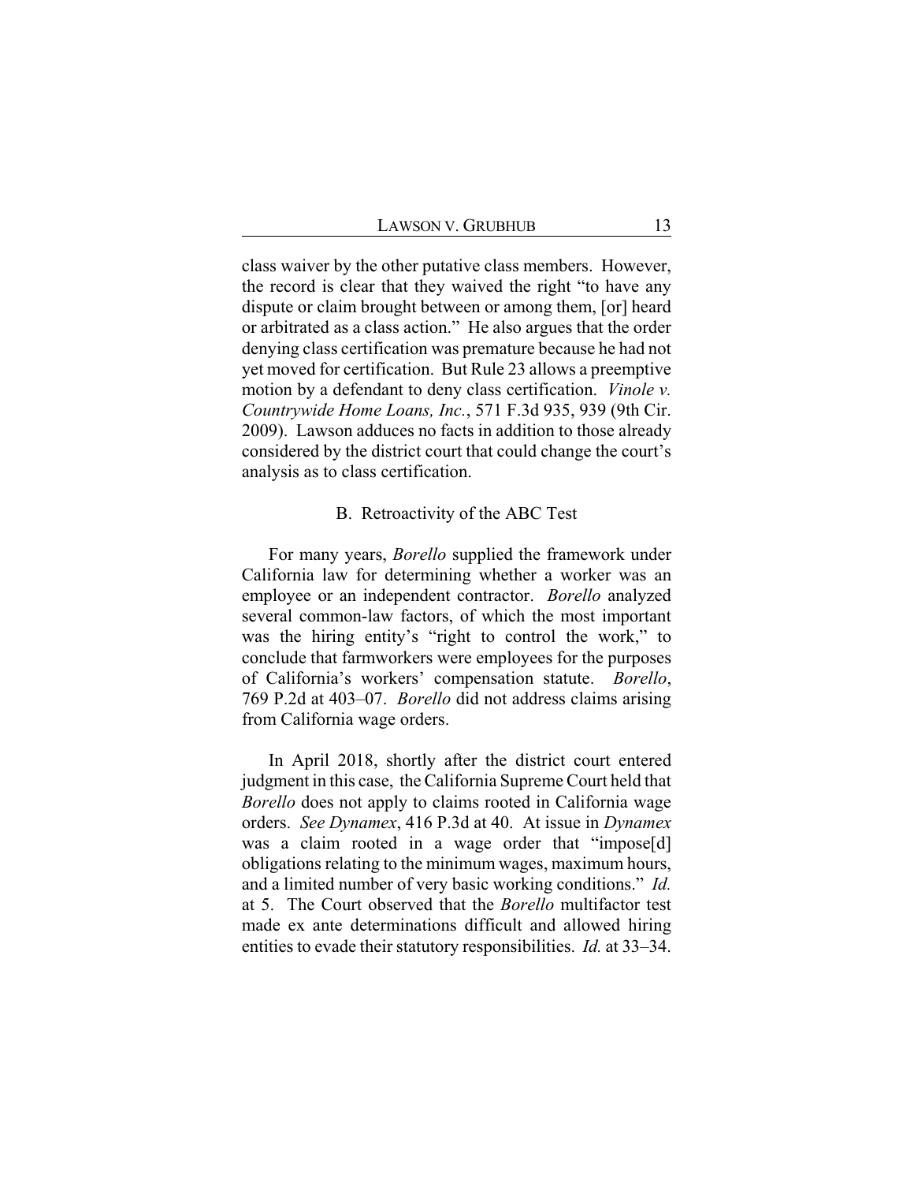class waiver by the other putative class members. However, the record is clear that they waived the right "to have any dispute or claim brought between or among them, [or] heard or arbitrated as a class action." He also argues that the order denying class certification was premature because he had not yet moved for certification. But Rule 23 allows a preemptive motion by a defendant to deny class certification. *Vinole v. Countrywide Home Loans, Inc.*, 571 F.3d 935, 939 (9th Cir. 2009). Lawson adduces no facts in addition to those already considered by the district court that could change the court's analysis as to class certification.

### B. Retroactivity of the ABC Test

For many years, *Borello* supplied the framework under California law for determining whether a worker was an employee or an independent contractor. *Borello* analyzed several common-law factors, of which the most important was the hiring entity's "right to control the work," to conclude that farmworkers were employees for the purposes of California's workers' compensation statute. *Borello*, 769 P.2d at 403–07. *Borello* did not address claims arising from California wage orders.

In April 2018, shortly after the district court entered judgment in this case, the California Supreme Court held that *Borello* does not apply to claims rooted in California wage orders. *See Dynamex*, 416 P.3d at 40. At issue in *Dynamex* was a claim rooted in a wage order that "impose[d] obligations relating to the minimum wages, maximum hours, and a limited number of very basic working conditions." *Id.* at 5. The Court observed that the *Borello* multifactor test made ex ante determinations difficult and allowed hiring entities to evade their statutory responsibilities. *Id.* at 33–34.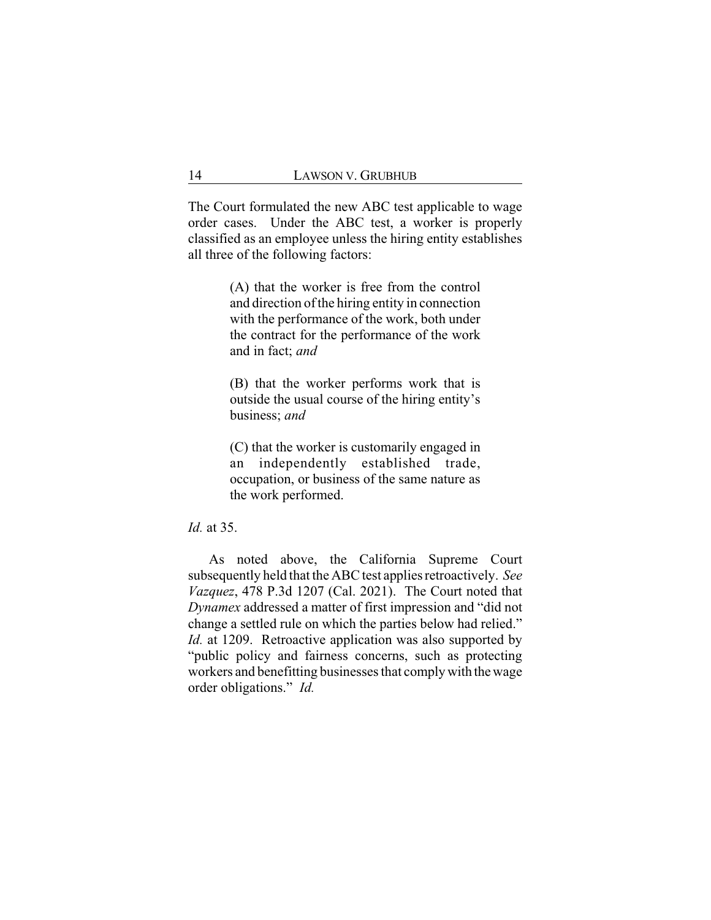The Court formulated the new ABC test applicable to wage order cases. Under the ABC test, a worker is properly classified as an employee unless the hiring entity establishes all three of the following factors:

> (A) that the worker is free from the control and direction of the hiring entity in connection with the performance of the work, both under the contract for the performance of the work and in fact; *and*
>
> (B) that the worker performs work that is outside the usual course of the hiring entity's business; *and*
>
> (C) that the worker is customarily engaged in an independently established trade, occupation, or business of the same nature as the work performed.

*Id.* at 35.

As noted above, the California Supreme Court subsequently held that the ABC test applies retroactively. *See Vazquez*, 478 P.3d 1207 (Cal. 2021). The Court noted that *Dynamex* addressed a matter of first impression and "did not change a settled rule on which the parties below had relied." *Id.* at 1209. Retroactive application was also supported by "public policy and fairness concerns, such as protecting workers and benefitting businesses that comply with the wage order obligations." *Id.*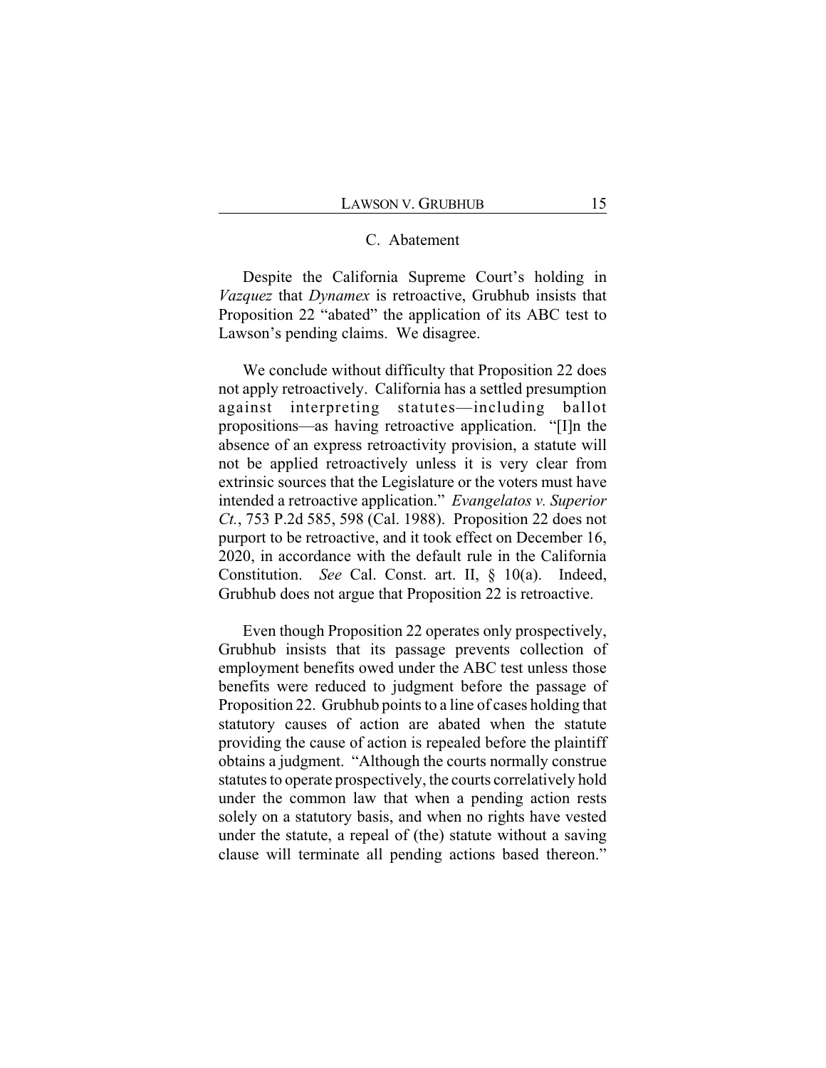### C. Abatement

Despite the California Supreme Court's holding in *Vazquez* that *Dynamex* is retroactive, Grubhub insists that Proposition 22 "abated" the application of its ABC test to Lawson's pending claims. We disagree.

We conclude without difficulty that Proposition 22 does not apply retroactively. California has a settled presumption against interpreting statutes—including ballot propositions—as having retroactive application. "[I]n the absence of an express retroactivity provision, a statute will not be applied retroactively unless it is very clear from extrinsic sources that the Legislature or the voters must have intended a retroactive application." *Evangelatos v. Superior Ct.*, 753 P.2d 585, 598 (Cal. 1988). Proposition 22 does not purport to be retroactive, and it took effect on December 16, 2020, in accordance with the default rule in the California Constitution. *See* Cal. Const. art. II, § 10(a). Indeed, Grubhub does not argue that Proposition 22 is retroactive.

Even though Proposition 22 operates only prospectively, Grubhub insists that its passage prevents collection of employment benefits owed under the ABC test unless those benefits were reduced to judgment before the passage of Proposition 22. Grubhub points to a line of cases holding that statutory causes of action are abated when the statute providing the cause of action is repealed before the plaintiff obtains a judgment. "Although the courts normally construe statutes to operate prospectively, the courts correlatively hold under the common law that when a pending action rests solely on a statutory basis, and when no rights have vested under the statute, a repeal of (the) statute without a saving clause will terminate all pending actions based thereon."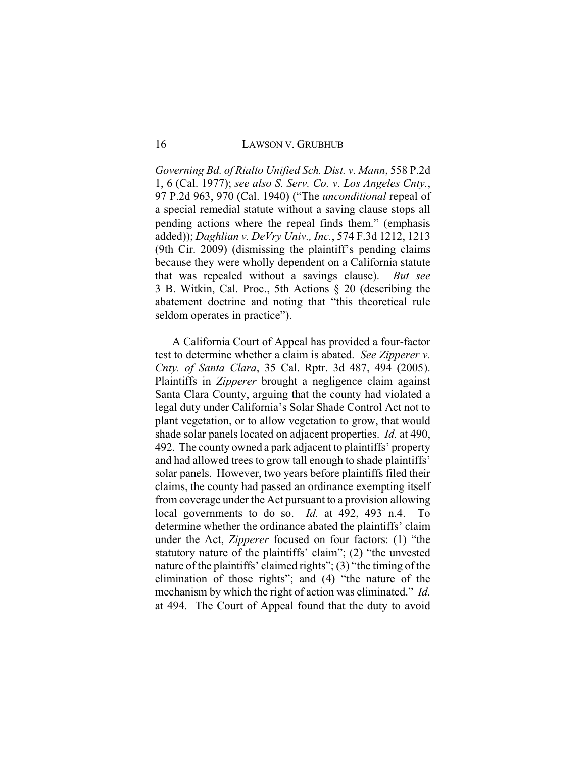*Governing Bd. of Rialto Unified Sch. Dist. v. Mann*, 558 P.2d 1, 6 (Cal. 1977); *see also S. Serv. Co. v. Los Angeles Cnty.*, 97 P.2d 963, 970 (Cal. 1940) ("The *unconditional* repeal of a special remedial statute without a saving clause stops all pending actions where the repeal finds them." (emphasis added)); *Daghlian v. DeVry Univ., Inc.*, 574 F.3d 1212, 1213 (9th Cir. 2009) (dismissing the plaintiff's pending claims because they were wholly dependent on a California statute that was repealed without a savings clause). *But see* 3 B. Witkin, Cal. Proc., 5th Actions § 20 (describing the abatement doctrine and noting that "this theoretical rule seldom operates in practice").

A California Court of Appeal has provided a four-factor test to determine whether a claim is abated. *See Zipperer v. Cnty. of Santa Clara*, 35 Cal. Rptr. 3d 487, 494 (2005). Plaintiffs in *Zipperer* brought a negligence claim against Santa Clara County, arguing that the county had violated a legal duty under California's Solar Shade Control Act not to plant vegetation, or to allow vegetation to grow, that would shade solar panels located on adjacent properties. *Id.* at 490, 492. The county owned a park adjacent to plaintiffs' property and had allowed trees to grow tall enough to shade plaintiffs' solar panels. However, two years before plaintiffs filed their claims, the county had passed an ordinance exempting itself from coverage under the Act pursuant to a provision allowing local governments to do so. *Id.* at 492, 493 n.4. To determine whether the ordinance abated the plaintiffs' claim under the Act, *Zipperer* focused on four factors: (1) "the statutory nature of the plaintiffs' claim"; (2) "the unvested nature of the plaintiffs' claimed rights"; (3) "the timing of the elimination of those rights"; and (4) "the nature of the mechanism by which the right of action was eliminated." *Id.* at 494. The Court of Appeal found that the duty to avoid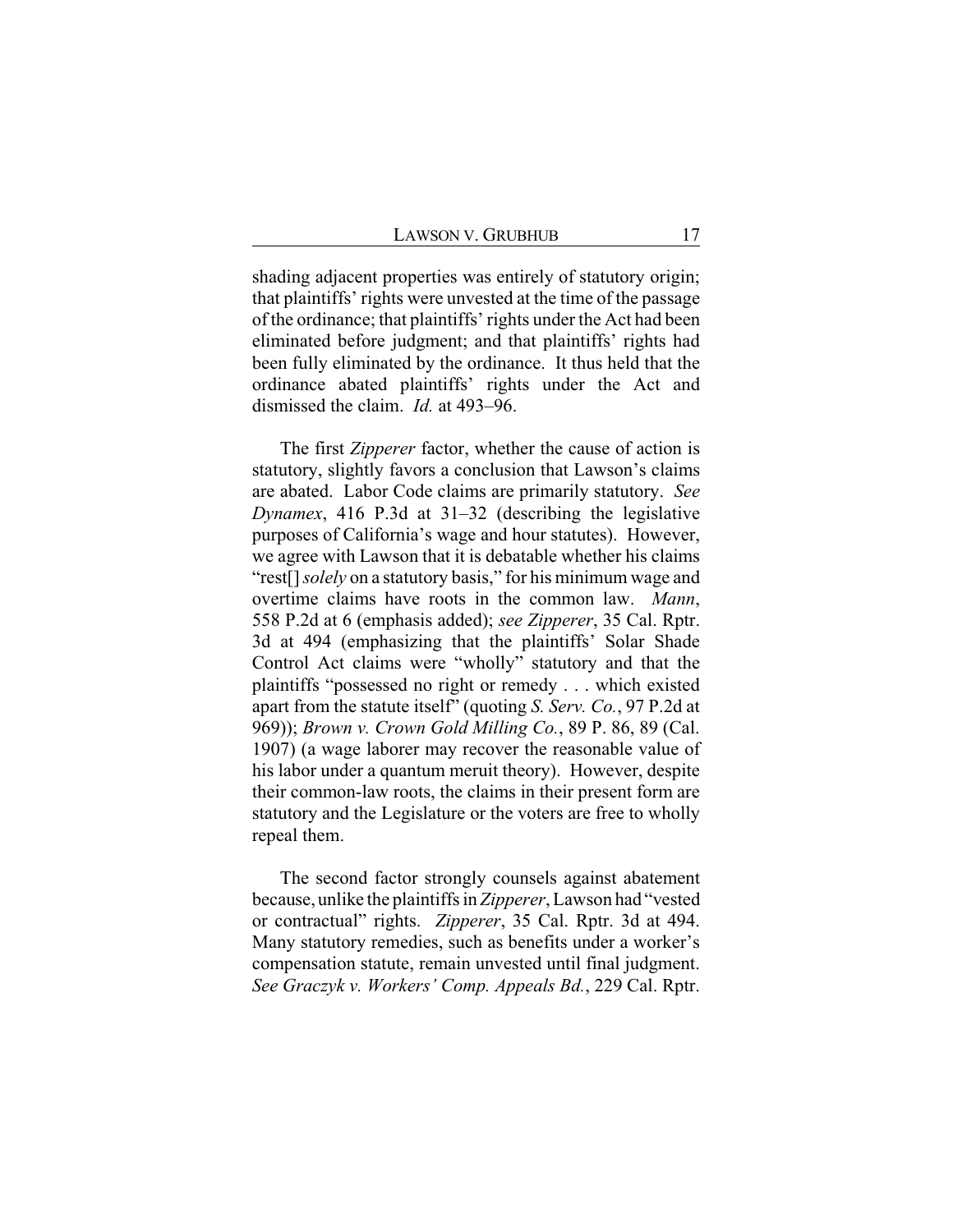shading adjacent properties was entirely of statutory origin; that plaintiffs' rights were unvested at the time of the passage of the ordinance; that plaintiffs' rights under the Act had been eliminated before judgment; and that plaintiffs' rights had been fully eliminated by the ordinance. It thus held that the ordinance abated plaintiffs' rights under the Act and dismissed the claim. *Id.* at 493–96.

The first *Zipperer* factor, whether the cause of action is statutory, slightly favors a conclusion that Lawson's claims are abated. Labor Code claims are primarily statutory. *See Dynamex*, 416 P.3d at 31–32 (describing the legislative purposes of California's wage and hour statutes). However, we agree with Lawson that it is debatable whether his claims "rest[] *solely* on a statutory basis," for his minimum wage and overtime claims have roots in the common law. *Mann*, 558 P.2d at 6 (emphasis added); *see Zipperer*, 35 Cal. Rptr. 3d at 494 (emphasizing that the plaintiffs' Solar Shade Control Act claims were "wholly" statutory and that the plaintiffs "possessed no right or remedy . . . which existed apart from the statute itself" (quoting *S. Serv. Co.*, 97 P.2d at 969)); *Brown v. Crown Gold Milling Co.*, 89 P. 86, 89 (Cal. 1907) (a wage laborer may recover the reasonable value of his labor under a quantum meruit theory). However, despite their common-law roots, the claims in their present form are statutory and the Legislature or the voters are free to wholly repeal them.

The second factor strongly counsels against abatement because, unlike the plaintiffs in *Zipperer*, Lawson had "vested or contractual" rights. *Zipperer*, 35 Cal. Rptr. 3d at 494. Many statutory remedies, such as benefits under a worker's compensation statute, remain unvested until final judgment. *See Graczyk v. Workers' Comp. Appeals Bd.*, 229 Cal. Rptr.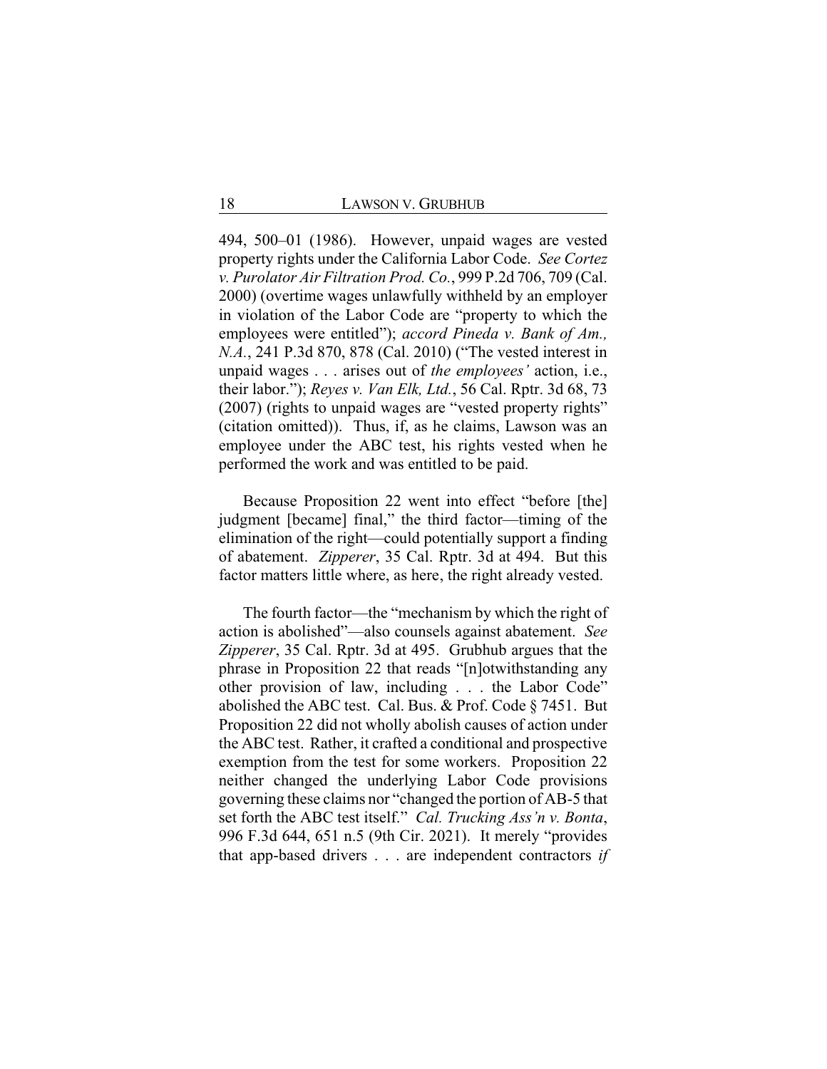494, 500–01 (1986). However, unpaid wages are vested property rights under the California Labor Code. *See Cortez v. Purolator Air Filtration Prod. Co.*, 999 P.2d 706, 709 (Cal. 2000) (overtime wages unlawfully withheld by an employer in violation of the Labor Code are "property to which the employees were entitled"); *accord Pineda v. Bank of Am., N.A.*, 241 P.3d 870, 878 (Cal. 2010) ("The vested interest in unpaid wages . . . arises out of *the employees'* action, i.e., their labor."); *Reyes v. Van Elk, Ltd.*, 56 Cal. Rptr. 3d 68, 73 (2007) (rights to unpaid wages are "vested property rights" (citation omitted)). Thus, if, as he claims, Lawson was an employee under the ABC test, his rights vested when he performed the work and was entitled to be paid.

Because Proposition 22 went into effect "before [the] judgment [became] final," the third factor—timing of the elimination of the right—could potentially support a finding of abatement. *Zipperer*, 35 Cal. Rptr. 3d at 494. But this factor matters little where, as here, the right already vested.

The fourth factor—the "mechanism by which the right of action is abolished"—also counsels against abatement. *See Zipperer*, 35 Cal. Rptr. 3d at 495. Grubhub argues that the phrase in Proposition 22 that reads "[n]otwithstanding any other provision of law, including . . . the Labor Code" abolished the ABC test. Cal. Bus. & Prof. Code § 7451. But Proposition 22 did not wholly abolish causes of action under the ABC test. Rather, it crafted a conditional and prospective exemption from the test for some workers. Proposition 22 neither changed the underlying Labor Code provisions governing these claims nor "changed the portion of AB-5 that set forth the ABC test itself." *Cal. Trucking Ass'n v. Bonta*, 996 F.3d 644, 651 n.5 (9th Cir. 2021). It merely "provides that app-based drivers . . . are independent contractors *if*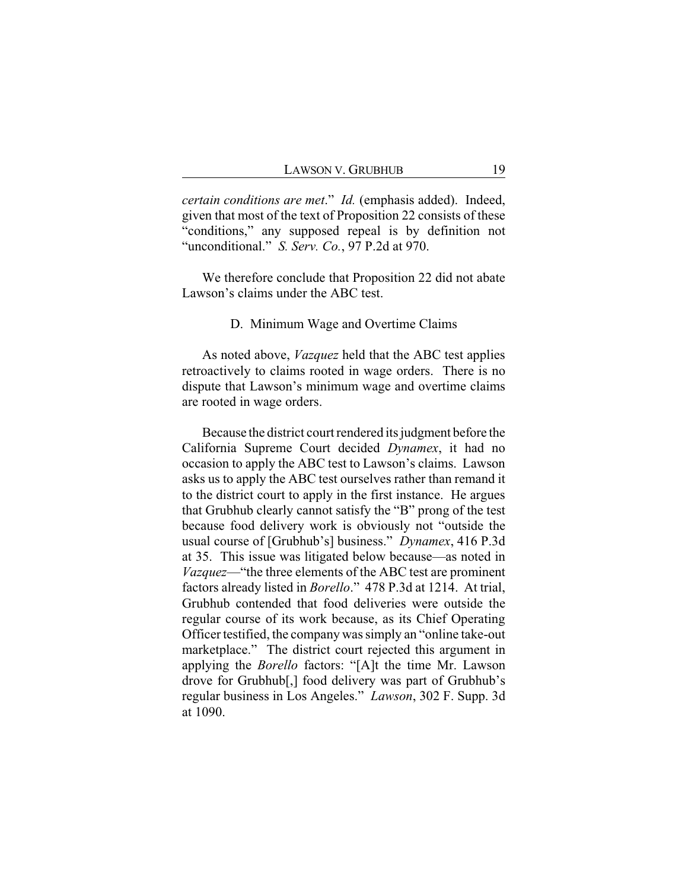*certain conditions are met*." *Id.* (emphasis added). Indeed, given that most of the text of Proposition 22 consists of these "conditions," any supposed repeal is by definition not "unconditional." *S. Serv. Co.*, 97 P.2d at 970.

We therefore conclude that Proposition 22 did not abate Lawson's claims under the ABC test.

D. Minimum Wage and Overtime Claims

As noted above, *Vazquez* held that the ABC test applies retroactively to claims rooted in wage orders. There is no dispute that Lawson's minimum wage and overtime claims are rooted in wage orders.

Because the district court rendered its judgment before the California Supreme Court decided *Dynamex*, it had no occasion to apply the ABC test to Lawson's claims. Lawson asks us to apply the ABC test ourselves rather than remand it to the district court to apply in the first instance. He argues that Grubhub clearly cannot satisfy the "B" prong of the test because food delivery work is obviously not "outside the usual course of [Grubhub's] business." *Dynamex*, 416 P.3d at 35. This issue was litigated below because—as noted in *Vazquez*—"the three elements of the ABC test are prominent factors already listed in *Borello*." 478 P.3d at 1214. At trial, Grubhub contended that food deliveries were outside the regular course of its work because, as its Chief Operating Officer testified, the company was simply an "online take-out marketplace." The district court rejected this argument in applying the *Borello* factors: "[A]t the time Mr. Lawson drove for Grubhub[,] food delivery was part of Grubhub's regular business in Los Angeles." *Lawson*, 302 F. Supp. 3d at 1090.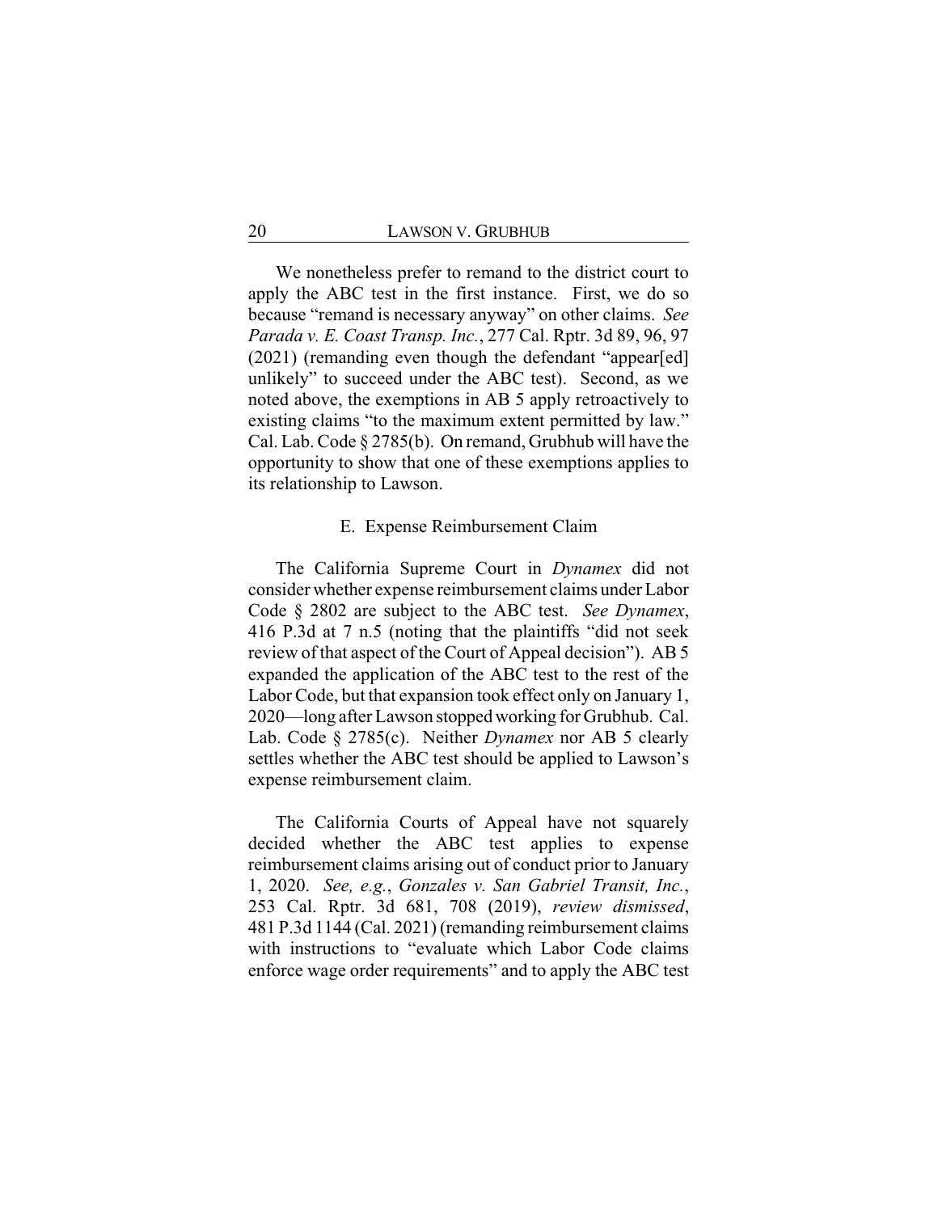We nonetheless prefer to remand to the district court to apply the ABC test in the first instance. First, we do so because "remand is necessary anyway" on other claims. *See Parada v. E. Coast Transp. Inc.*, 277 Cal. Rptr. 3d 89, 96, 97 (2021) (remanding even though the defendant "appear[ed] unlikely" to succeed under the ABC test). Second, as we noted above, the exemptions in AB 5 apply retroactively to existing claims "to the maximum extent permitted by law." Cal. Lab. Code § 2785(b). On remand, Grubhub will have the opportunity to show that one of these exemptions applies to its relationship to Lawson.

### E. Expense Reimbursement Claim

The California Supreme Court in *Dynamex* did not consider whether expense reimbursement claims under Labor Code § 2802 are subject to the ABC test. *See Dynamex*, 416 P.3d at 7 n.5 (noting that the plaintiffs "did not seek review of that aspect of the Court of Appeal decision"). AB 5 expanded the application of the ABC test to the rest of the Labor Code, but that expansion took effect only on January 1, 2020—long after Lawson stopped working for Grubhub. Cal. Lab. Code § 2785(c). Neither *Dynamex* nor AB 5 clearly settles whether the ABC test should be applied to Lawson's expense reimbursement claim.

The California Courts of Appeal have not squarely decided whether the ABC test applies to expense reimbursement claims arising out of conduct prior to January 1, 2020. *See, e.g.*, *Gonzales v. San Gabriel Transit, Inc.*, 253 Cal. Rptr. 3d 681, 708 (2019), *review dismissed*, 481 P.3d 1144 (Cal. 2021) (remanding reimbursement claims with instructions to "evaluate which Labor Code claims enforce wage order requirements" and to apply the ABC test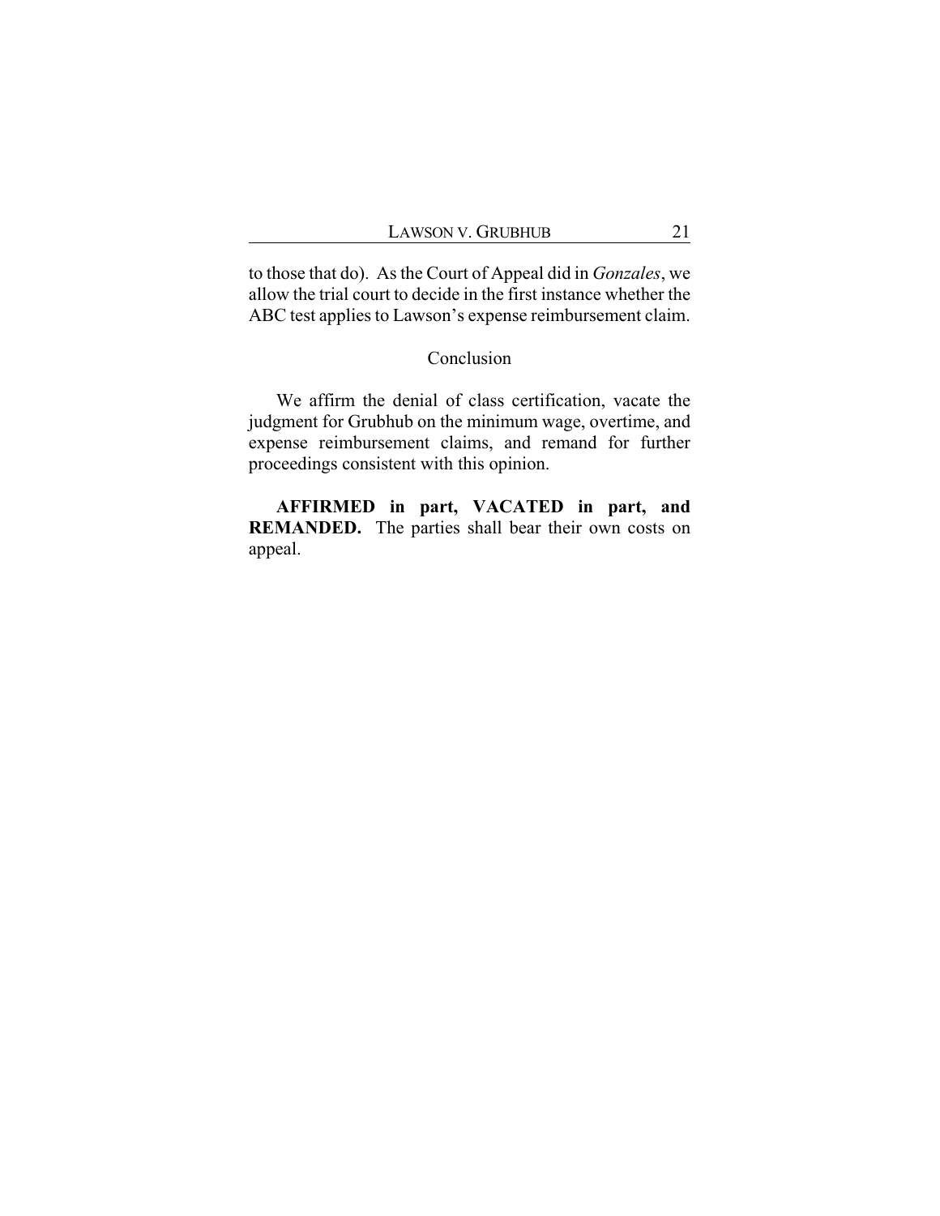to those that do). As the Court of Appeal did in *Gonzales*, we allow the trial court to decide in the first instance whether the ABC test applies to Lawson's expense reimbursement claim.

## Conclusion

We affirm the denial of class certification, vacate the judgment for Grubhub on the minimum wage, overtime, and expense reimbursement claims, and remand for further proceedings consistent with this opinion.

**AFFIRMED in part, VACATED in part, and REMANDED.** The parties shall bear their own costs on appeal.